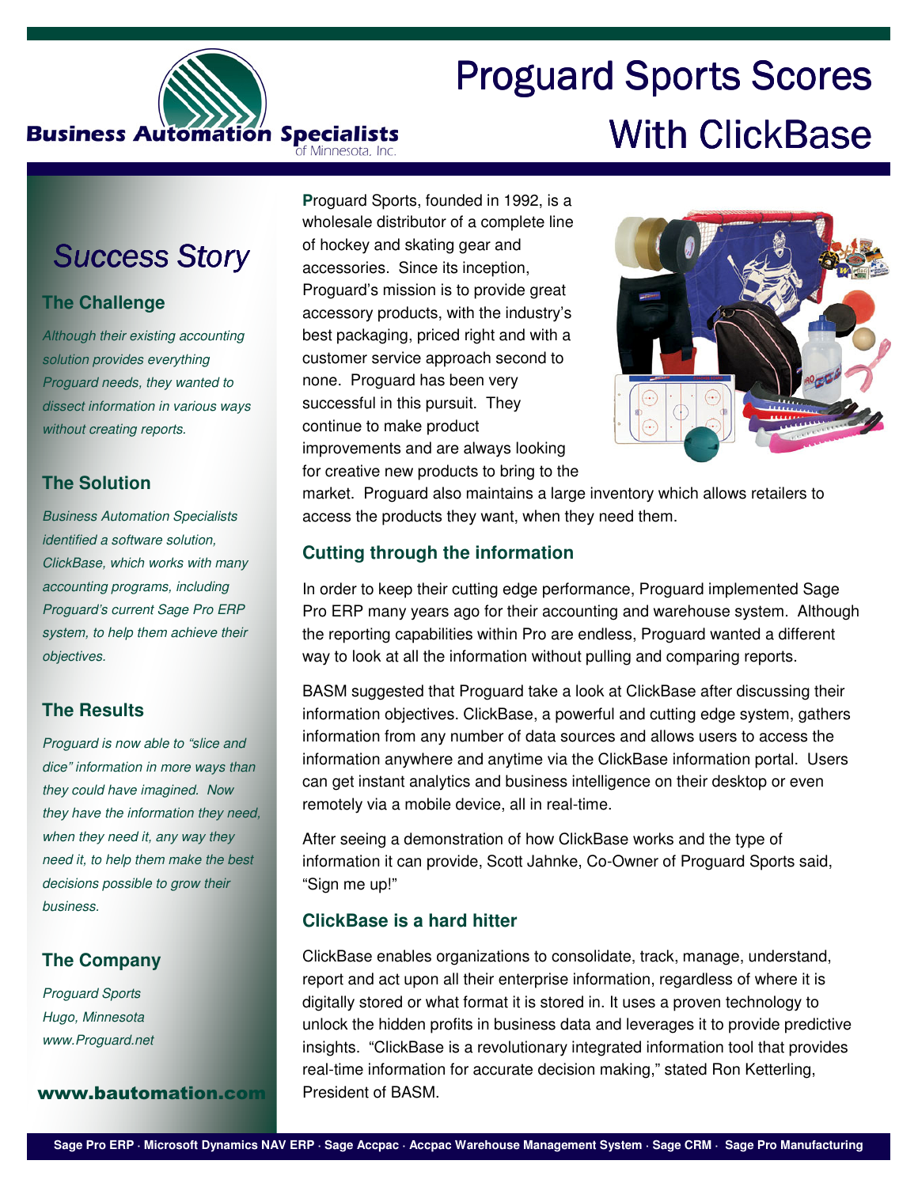Business Automation Specialists of Minnesota, Inc.

# Proguard Sports Scores With ClickBase

## Success Story

### The Challenge

*Although their existing accounting solution provides everything Proguard needs, they wanted to dissect information in various ways without creating reports.*

### The Solution

*Business Automation Specialists identified a software solution, ClickBase, which works with many accounting programs, including Proguard's current Sage Pro ERP system, to help them achieve their objectives.*

### The Results

*Proguard is now able to "slice and dice" information in more ways than they could have imagined. Now they have the information they need, when they need it, any way they need it, to help them make the best decisions possible to grow their business.*

### The Company

*Proguard Sports*
*Hugo, Minnesota*
*www.Proguard.net*

**www.bautomation.com**

**P**roguard Sports, founded in 1992, is a wholesale distributor of a complete line of hockey and skating gear and accessories. Since its inception, Proguard's mission is to provide great accessory products, with the industry's best packaging, priced right and with a customer service approach second to none. Proguard has been very successful in this pursuit. They continue to make product improvements and are always looking for creative new products to bring to the market. Proguard also maintains a large inventory which allows retailers to access the products they want, when they need them.

### Cutting through the information

In order to keep their cutting edge performance, Proguard implemented Sage Pro ERP many years ago for their accounting and warehouse system. Although the reporting capabilities within Pro are endless, Proguard wanted a different way to look at all the information without pulling and comparing reports.

BASM suggested that Proguard take a look at ClickBase after discussing their information objectives. ClickBase, a powerful and cutting edge system, gathers information from any number of data sources and allows users to access the information anywhere and anytime via the ClickBase information portal. Users can get instant analytics and business intelligence on their desktop or even remotely via a mobile device, all in real-time.

After seeing a demonstration of how ClickBase works and the type of information it can provide, Scott Jahnke, Co-Owner of Proguard Sports said, "Sign me up!"

### ClickBase is a hard hitter

ClickBase enables organizations to consolidate, track, manage, understand, report and act upon all their enterprise information, regardless of where it is digitally stored or what format it is stored in. It uses a proven technology to unlock the hidden profits in business data and leverages it to provide predictive insights. "ClickBase is a revolutionary integrated information tool that provides real-time information for accurate decision making," stated Ron Ketterling, President of BASM.

**Sage Pro ERP · Microsoft Dynamics NAV ERP · Sage Accpac · Accpac Warehouse Management System · Sage CRM · Sage Pro Manufacturing**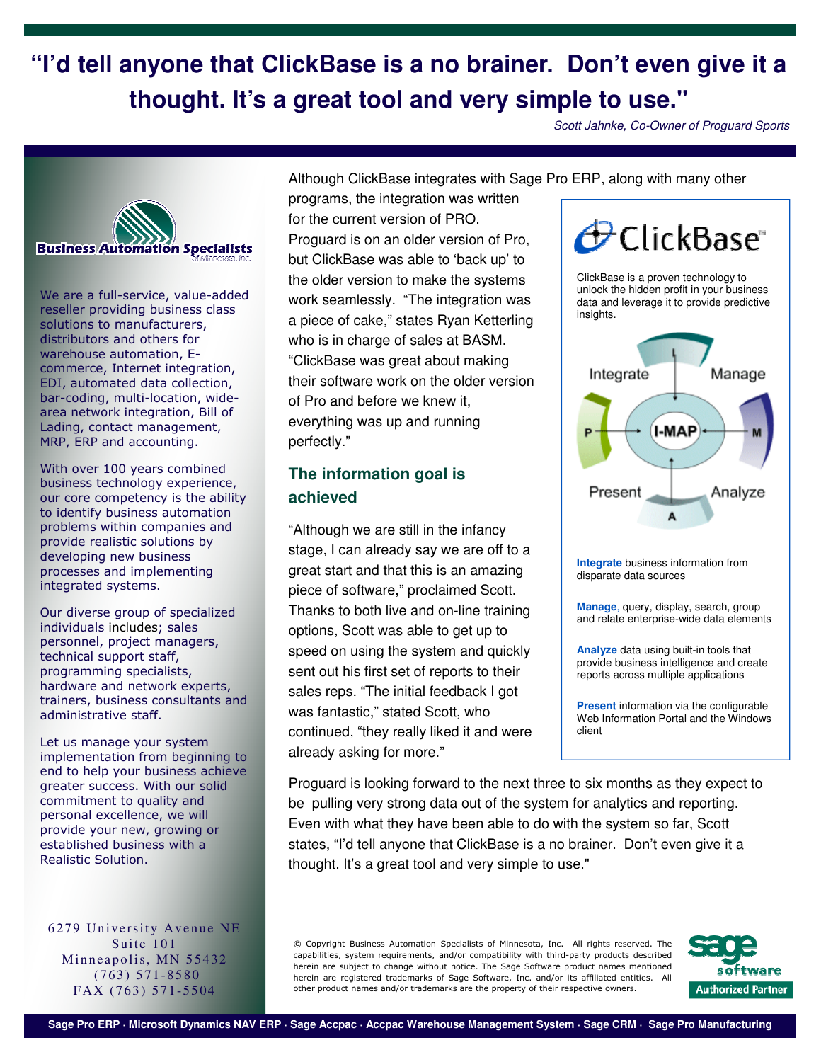# "I'd tell anyone that ClickBase is a no brainer. Don't even give it a thought. It's a great tool and very simple to use."

*Scott Jahnke, Co-Owner of Proguard Sports*

**Business Automation Specialists** of Minnesota, Inc.

We are a full-service, value-added reseller providing business class solutions to manufacturers, distributors and others for warehouse automation, E-commerce, Internet integration, EDI, automated data collection, bar-coding, multi-location, wide-area network integration, Bill of Lading, contact management, MRP, ERP and accounting.

With over 100 years combined business technology experience, our core competency is the ability to identify business automation problems within companies and provide realistic solutions by developing new business processes and implementing integrated systems.

Our diverse group of specialized individuals includes; sales personnel, project managers, technical support staff, programming specialists, hardware and network experts, trainers, business consultants and administrative staff.

Let us manage your system implementation from beginning to end to help your business achieve greater success. With our solid commitment to quality and personal excellence, we will provide your new, growing or established business with a Realistic Solution.

6279 University Avenue NE
Suite 101
Minneapolis, MN 55432
(763) 571-8580
FAX (763) 571-5504

Although ClickBase integrates with Sage Pro ERP, along with many other programs, the integration was written for the current version of PRO. Proguard is on an older version of Pro, but ClickBase was able to 'back up' to the older version to make the systems work seamlessly. "The integration was a piece of cake," states Ryan Ketterling who is in charge of sales at BASM. "ClickBase was great about making their software work on the older version of Pro and before we knew it, everything was up and running perfectly."

## The information goal is achieved

"Although we are still in the infancy stage, I can already say we are off to a great start and that this is an amazing piece of software," proclaimed Scott. Thanks to both live and on-line training options, Scott was able to get up to speed on using the system and quickly sent out his first set of reports to their sales reps. "The initial feedback I got was fantastic," stated Scott, who continued, "they really liked it and were already asking for more."

**ClickBase™**

ClickBase is a proven technology to unlock the hidden profit in your business data and leverage it to provide predictive insights.

Integrate
Manage
I-MAP
Present
Analyze

**Integrate** business information from disparate data sources

**Manage**, query, display, search, group and relate enterprise-wide data elements

**Analyze** data using built-in tools that provide business intelligence and create reports across multiple applications

**Present** information via the configurable Web Information Portal and the Windows client

Proguard is looking forward to the next three to six months as they expect to be pulling very strong data out of the system for analytics and reporting. Even with what they have been able to do with the system so far, Scott states, "I'd tell anyone that ClickBase is a no brainer. Don't even give it a thought. It's a great tool and very simple to use."

© Copyright Business Automation Specialists of Minnesota, Inc. All rights reserved. The capabilities, system requirements, and/or compatibility with third-party products described herein are subject to change without notice. The Sage Software product names mentioned herein are registered trademarks of Sage Software, Inc. and/or its affiliated entities. All other product names and/or trademarks are the property of their respective owners.

sage software Authorized Partner

**Sage Pro ERP · Microsoft Dynamics NAV ERP · Sage Accpac · Accpac Warehouse Management System · Sage CRM · Sage Pro Manufacturing**